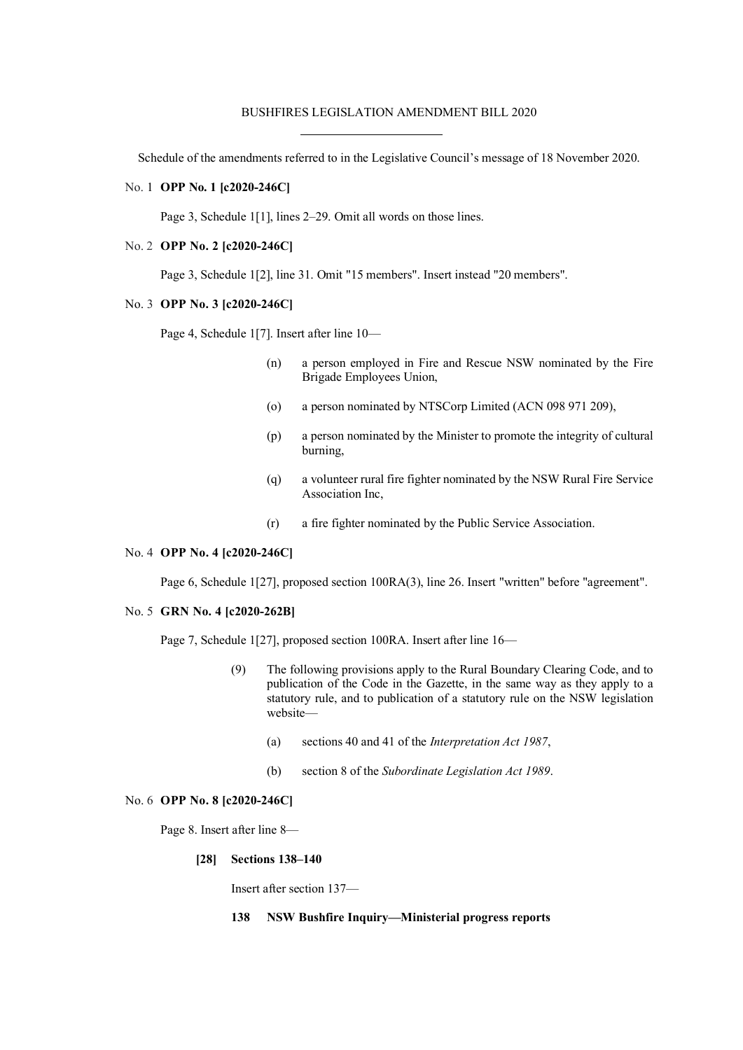# BUSHFIRES LEGISLATION AMENDMENT BILL 2020

Schedule of the amendments referred to in the Legislative Council's message of 18 November 2020.

No. 1 **OPP No. 1 [c2020-246C]**

Page 3, Schedule 1[1], lines 2–29. Omit all words on those lines.

No. 2 **OPP No. 2 [c2020-246C]**

Page 3, Schedule 1[2], line 31. Omit "15 members". Insert instead "20 members".

No. 3 **OPP No. 3 [c2020-246C]**

Page 4, Schedule 1[7]. Insert after line 10—

(n) a person employed in Fire and Rescue NSW nominated by the Fire Brigade Employees Union,

(o) a person nominated by NTSCorp Limited (ACN 098 971 209),

(p) a person nominated by the Minister to promote the integrity of cultural burning,

(q) a volunteer rural fire fighter nominated by the NSW Rural Fire Service Association Inc,

(r) a fire fighter nominated by the Public Service Association.

No. 4 **OPP No. 4 [c2020-246C]**

Page 6, Schedule 1[27], proposed section 100RA(3), line 26. Insert "written" before "agreement".

No. 5 **GRN No. 4 [c2020-262B]**

Page 7, Schedule 1[27], proposed section 100RA. Insert after line 16—

(9) The following provisions apply to the Rural Boundary Clearing Code, and to publication of the Code in the Gazette, in the same way as they apply to a statutory rule, and to publication of a statutory rule on the NSW legislation website—

(a) sections 40 and 41 of the *Interpretation Act 1987*,

(b) section 8 of the *Subordinate Legislation Act 1989*.

No. 6 **OPP No. 8 [c2020-246C]**

Page 8. Insert after line 8—

**[28] Sections 138–140**

Insert after section 137—

**138 NSW Bushfire Inquiry—Ministerial progress reports**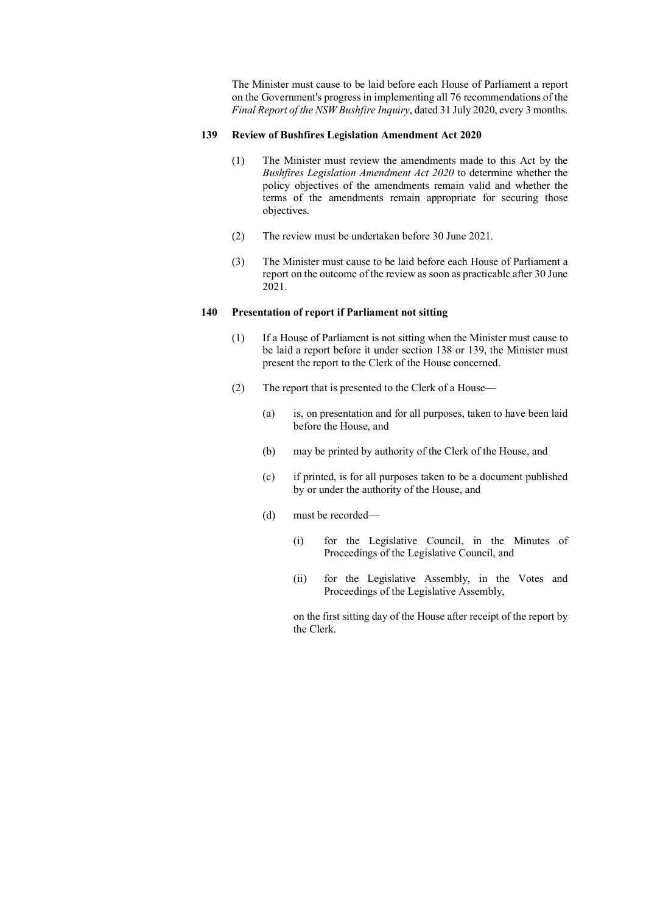The Minister must cause to be laid before each House of Parliament a report on the Government's progress in implementing all 76 recommendations of the *Final Report of the NSW Bushfire Inquiry*, dated 31 July 2020, every 3 months.

**139 Review of Bushfires Legislation Amendment Act 2020**

(1) The Minister must review the amendments made to this Act by the *Bushfires Legislation Amendment Act 2020* to determine whether the policy objectives of the amendments remain valid and whether the terms of the amendments remain appropriate for securing those objectives.

(2) The review must be undertaken before 30 June 2021.

(3) The Minister must cause to be laid before each House of Parliament a report on the outcome of the review as soon as practicable after 30 June 2021.

**140 Presentation of report if Parliament not sitting**

(1) If a House of Parliament is not sitting when the Minister must cause to be laid a report before it under section 138 or 139, the Minister must present the report to the Clerk of the House concerned.

(2) The report that is presented to the Clerk of a House—

(a) is, on presentation and for all purposes, taken to have been laid before the House, and

(b) may be printed by authority of the Clerk of the House, and

(c) if printed, is for all purposes taken to be a document published by or under the authority of the House, and

(d) must be recorded—

(i) for the Legislative Council, in the Minutes of Proceedings of the Legislative Council, and

(ii) for the Legislative Assembly, in the Votes and Proceedings of the Legislative Assembly,

on the first sitting day of the House after receipt of the report by the Clerk.